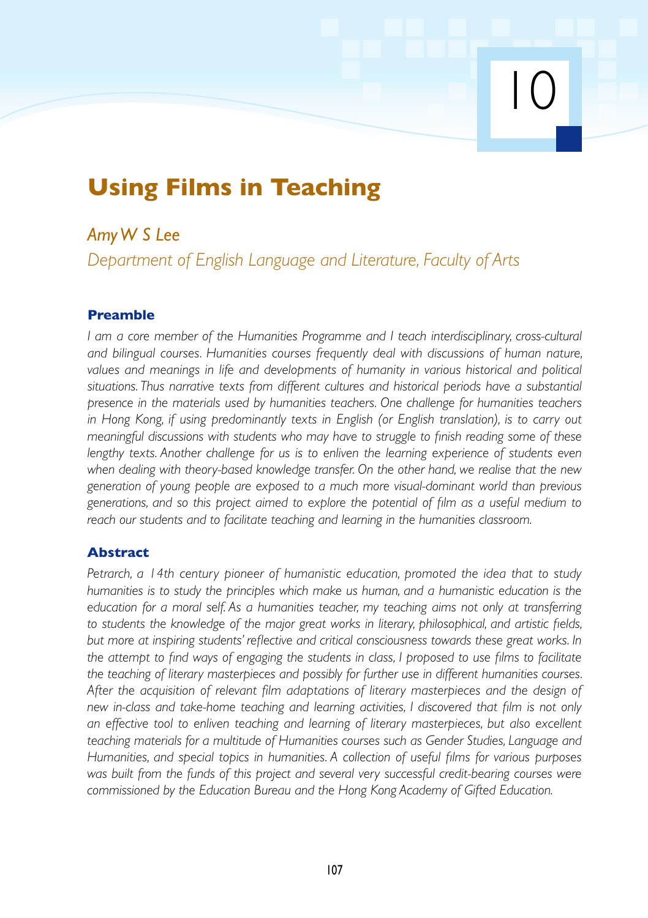# 10

# Using Films in Teaching

*Amy W S Lee*

*Department of English Language and Literature, Faculty of Arts*

## Preamble

*I am a core member of the Humanities Programme and I teach interdisciplinary, cross-cultural and bilingual courses. Humanities courses frequently deal with discussions of human nature, values and meanings in life and developments of humanity in various historical and political situations. Thus narrative texts from different cultures and historical periods have a substantial presence in the materials used by humanities teachers. One challenge for humanities teachers in Hong Kong, if using predominantly texts in English (or English translation), is to carry out meaningful discussions with students who may have to struggle to finish reading some of these lengthy texts. Another challenge for us is to enliven the learning experience of students even when dealing with theory-based knowledge transfer. On the other hand, we realise that the new generation of young people are exposed to a much more visual-dominant world than previous generations, and so this project aimed to explore the potential of film as a useful medium to reach our students and to facilitate teaching and learning in the humanities classroom.*

## Abstract

*Petrarch, a 14th century pioneer of humanistic education, promoted the idea that to study humanities is to study the principles which make us human, and a humanistic education is the education for a moral self. As a humanities teacher, my teaching aims not only at transferring to students the knowledge of the major great works in literary, philosophical, and artistic fields, but more at inspiring students' reflective and critical consciousness towards these great works. In the attempt to find ways of engaging the students in class, I proposed to use films to facilitate the teaching of literary masterpieces and possibly for further use in different humanities courses. After the acquisition of relevant film adaptations of literary masterpieces and the design of new in-class and take-home teaching and learning activities, I discovered that film is not only an effective tool to enliven teaching and learning of literary masterpieces, but also excellent teaching materials for a multitude of Humanities courses such as Gender Studies, Language and Humanities, and special topics in humanities. A collection of useful films for various purposes was built from the funds of this project and several very successful credit-bearing courses were commissioned by the Education Bureau and the Hong Kong Academy of Gifted Education.*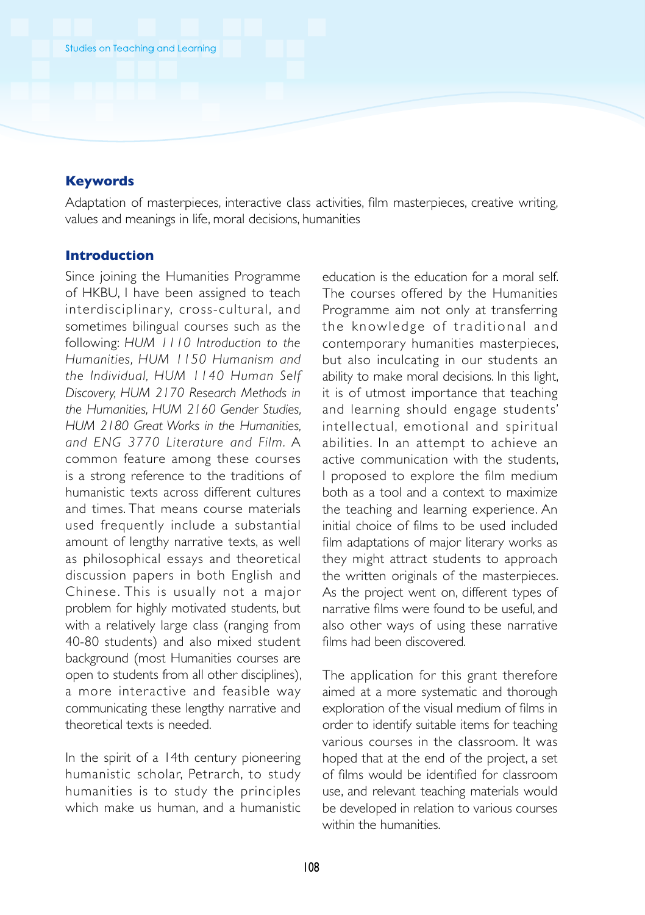### Keywords

Adaptation of masterpieces, interactive class activities, film masterpieces, creative writing, values and meanings in life, moral decisions, humanities

### Introduction

Since joining the Humanities Programme of HKBU, I have been assigned to teach interdisciplinary, cross-cultural, and sometimes bilingual courses such as the following: *HUM 1110 Introduction to the Humanities, HUM 1150 Humanism and the Individual, HUM 1140 Human Self Discovery, HUM 2170 Research Methods in the Humanities, HUM 2160 Gender Studies, HUM 2180 Great Works in the Humanities, and ENG 3770 Literature and Film.* A common feature among these courses is a strong reference to the traditions of humanistic texts across different cultures and times. That means course materials used frequently include a substantial amount of lengthy narrative texts, as well as philosophical essays and theoretical discussion papers in both English and Chinese. This is usually not a major problem for highly motivated students, but with a relatively large class (ranging from 40-80 students) and also mixed student background (most Humanities courses are open to students from all other disciplines), a more interactive and feasible way communicating these lengthy narrative and theoretical texts is needed.

In the spirit of a 14th century pioneering humanistic scholar, Petrarch, to study humanities is to study the principles which make us human, and a humanistic education is the education for a moral self. The courses offered by the Humanities Programme aim not only at transferring the knowledge of traditional and contemporary humanities masterpieces, but also inculcating in our students an ability to make moral decisions. In this light, it is of utmost importance that teaching and learning should engage students' intellectual, emotional and spiritual abilities. In an attempt to achieve an active communication with the students, I proposed to explore the film medium both as a tool and a context to maximize the teaching and learning experience. An initial choice of films to be used included film adaptations of major literary works as they might attract students to approach the written originals of the masterpieces. As the project went on, different types of narrative films were found to be useful, and also other ways of using these narrative films had been discovered.

The application for this grant therefore aimed at a more systematic and thorough exploration of the visual medium of films in order to identify suitable items for teaching various courses in the classroom. It was hoped that at the end of the project, a set of films would be identified for classroom use, and relevant teaching materials would be developed in relation to various courses within the humanities.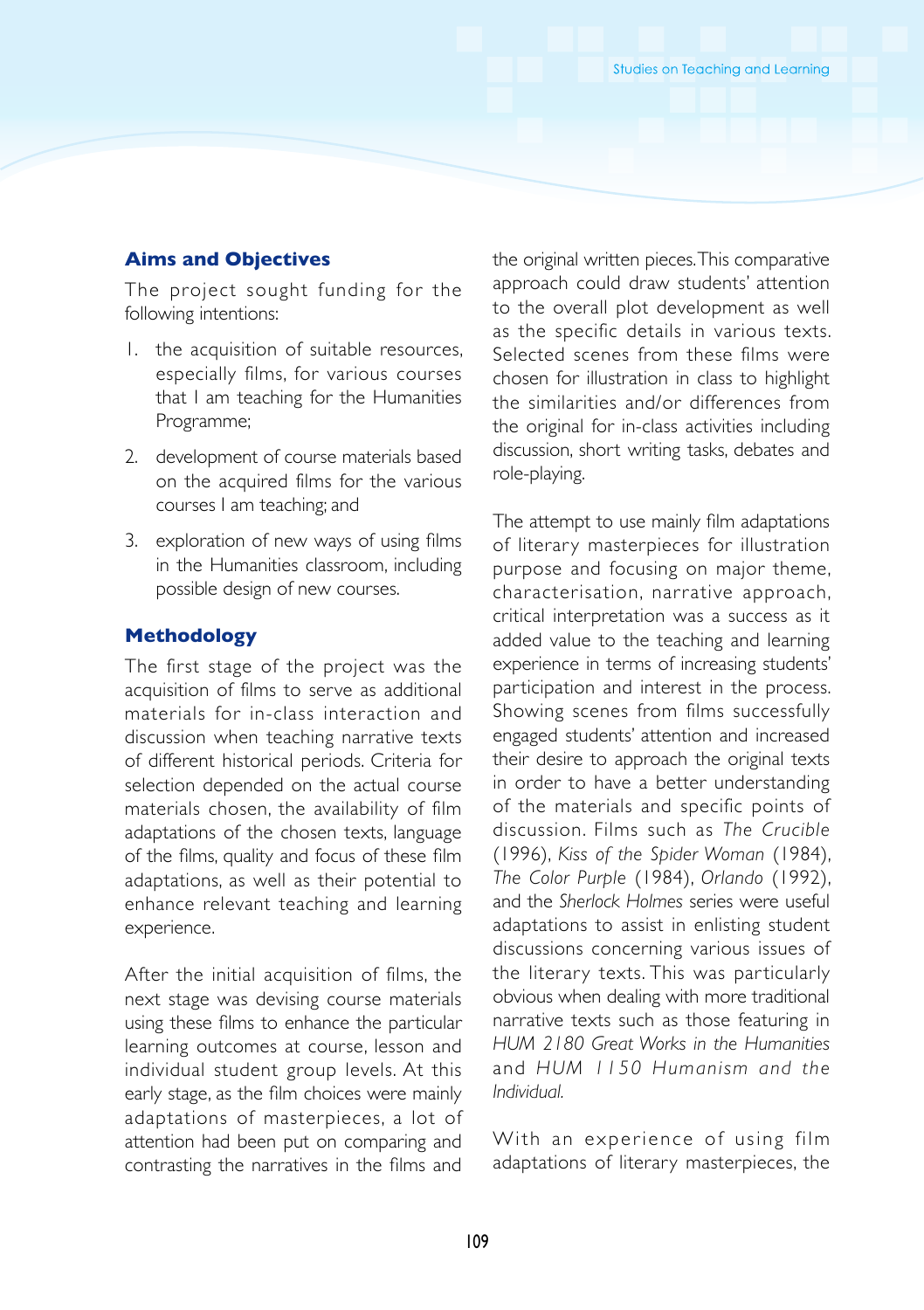## Aims and Objectives

The project sought funding for the following intentions:

1. the acquisition of suitable resources, especially films, for various courses that I am teaching for the Humanities Programme;
2. development of course materials based on the acquired films for the various courses I am teaching; and
3. exploration of new ways of using films in the Humanities classroom, including possible design of new courses.

## Methodology

The first stage of the project was the acquisition of films to serve as additional materials for in-class interaction and discussion when teaching narrative texts of different historical periods. Criteria for selection depended on the actual course materials chosen, the availability of film adaptations of the chosen texts, language of the films, quality and focus of these film adaptations, as well as their potential to enhance relevant teaching and learning experience.

After the initial acquisition of films, the next stage was devising course materials using these films to enhance the particular learning outcomes at course, lesson and individual student group levels. At this early stage, as the film choices were mainly adaptations of masterpieces, a lot of attention had been put on comparing and contrasting the narratives in the films and the original written pieces. This comparative approach could draw students' attention to the overall plot development as well as the specific details in various texts. Selected scenes from these films were chosen for illustration in class to highlight the similarities and/or differences from the original for in-class activities including discussion, short writing tasks, debates and role-playing.

The attempt to use mainly film adaptations of literary masterpieces for illustration purpose and focusing on major theme, characterisation, narrative approach, critical interpretation was a success as it added value to the teaching and learning experience in terms of increasing students' participation and interest in the process. Showing scenes from films successfully engaged students' attention and increased their desire to approach the original texts in order to have a better understanding of the materials and specific points of discussion. Films such as *The Crucible* (1996), *Kiss of the Spider Woman* (1984), *The Color Purple* (1984), *Orlando* (1992), and the *Sherlock Holmes* series were useful adaptations to assist in enlisting student discussions concerning various issues of the literary texts. This was particularly obvious when dealing with more traditional narrative texts such as those featuring in *HUM 2180 Great Works in the Humanities* and *HUM 1150 Humanism and the Individual.*

With an experience of using film adaptations of literary masterpieces, the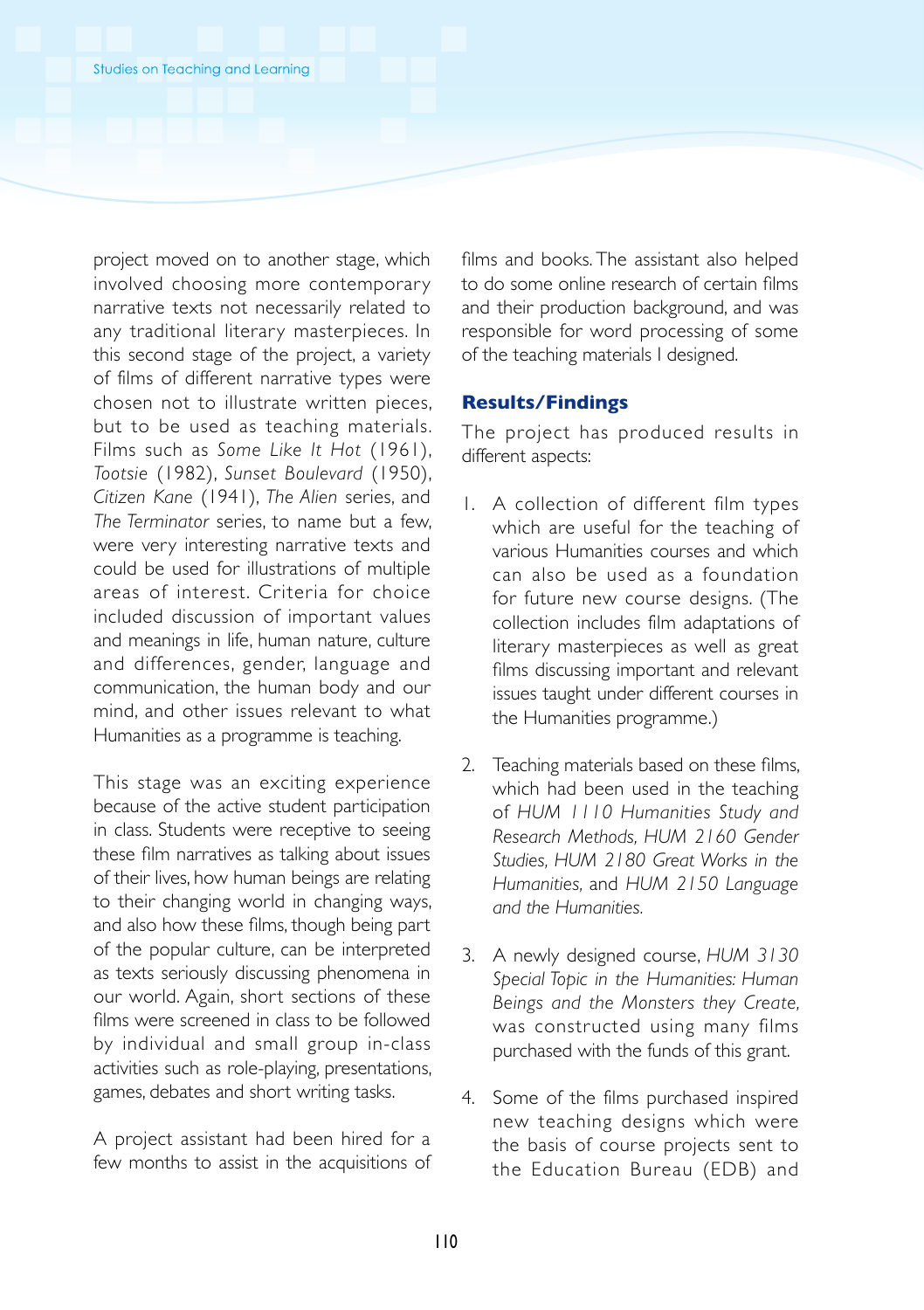project moved on to another stage, which involved choosing more contemporary narrative texts not necessarily related to any traditional literary masterpieces. In this second stage of the project, a variety of films of different narrative types were chosen not to illustrate written pieces, but to be used as teaching materials. Films such as *Some Like It Hot* (1961), *Tootsie* (1982), *Sunset Boulevard* (1950), *Citizen Kane* (1941), *The Alien* series, and *The Terminator* series, to name but a few, were very interesting narrative texts and could be used for illustrations of multiple areas of interest. Criteria for choice included discussion of important values and meanings in life, human nature, culture and differences, gender, language and communication, the human body and our mind, and other issues relevant to what Humanities as a programme is teaching.

This stage was an exciting experience because of the active student participation in class. Students were receptive to seeing these film narratives as talking about issues of their lives, how human beings are relating to their changing world in changing ways, and also how these films, though being part of the popular culture, can be interpreted as texts seriously discussing phenomena in our world. Again, short sections of these films were screened in class to be followed by individual and small group in-class activities such as role-playing, presentations, games, debates and short writing tasks.

A project assistant had been hired for a few months to assist in the acquisitions of films and books. The assistant also helped to do some online research of certain films and their production background, and was responsible for word processing of some of the teaching materials I designed.

## Results/Findings

The project has produced results in different aspects:

1. A collection of different film types which are useful for the teaching of various Humanities courses and which can also be used as a foundation for future new course designs. (The collection includes film adaptations of literary masterpieces as well as great films discussing important and relevant issues taught under different courses in the Humanities programme.)

2. Teaching materials based on these films, which had been used in the teaching of *HUM 1110 Humanities Study and Research Methods, HUM 2160 Gender Studies, HUM 2180 Great Works in the Humanities,* and *HUM 2150 Language and the Humanities.*

3. A newly designed course, *HUM 3130 Special Topic in the Humanities: Human Beings and the Monsters they Create,* was constructed using many films purchased with the funds of this grant.

4. Some of the films purchased inspired new teaching designs which were the basis of course projects sent to the Education Bureau (EDB) and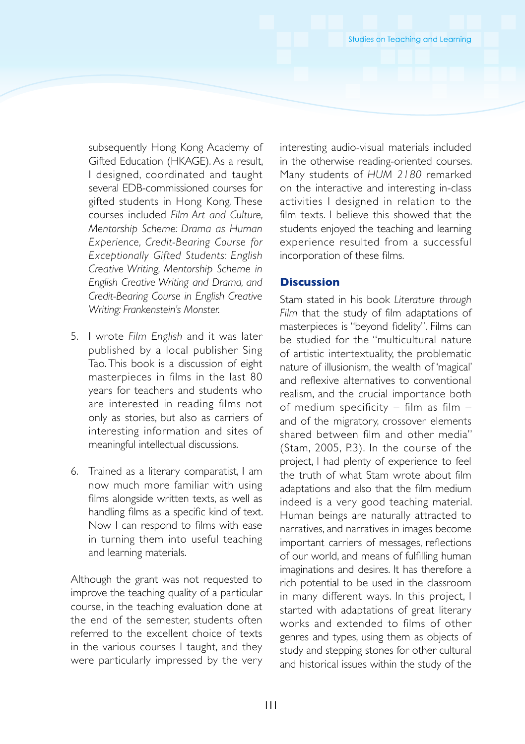subsequently Hong Kong Academy of Gifted Education (HKAGE). As a result, I designed, coordinated and taught several EDB-commissioned courses for gifted students in Hong Kong. These courses included *Film Art and Culture, Mentorship Scheme: Drama as Human Experience, Credit-Bearing Course for Exceptionally Gifted Students: English Creative Writing, Mentorship Scheme in English Creative Writing and Drama,* and *Credit-Bearing Course in English Creative Writing: Frankenstein's Monster.*

5. I wrote *Film English* and it was later published by a local publisher Sing Tao. This book is a discussion of eight masterpieces in films in the last 80 years for teachers and students who are interested in reading films not only as stories, but also as carriers of interesting information and sites of meaningful intellectual discussions.

6. Trained as a literary comparatist, I am now much more familiar with using films alongside written texts, as well as handling films as a specific kind of text. Now I can respond to films with ease in turning them into useful teaching and learning materials.

Although the grant was not requested to improve the teaching quality of a particular course, in the teaching evaluation done at the end of the semester, students often referred to the excellent choice of texts in the various courses I taught, and they were particularly impressed by the very interesting audio-visual materials included in the otherwise reading-oriented courses. Many students of *HUM 2180* remarked on the interactive and interesting in-class activities I designed in relation to the film texts. I believe this showed that the students enjoyed the teaching and learning experience resulted from a successful incorporation of these films.

## Discussion

Stam stated in his book *Literature through Film* that the study of film adaptations of masterpieces is "beyond fidelity". Films can be studied for the "multicultural nature of artistic intertextuality, the problematic nature of illusionism, the wealth of 'magical' and reflexive alternatives to conventional realism, and the crucial importance both of medium specificity – film as film – and of the migratory, crossover elements shared between film and other media" (Stam, 2005, P.3). In the course of the project, I had plenty of experience to feel the truth of what Stam wrote about film adaptations and also that the film medium indeed is a very good teaching material. Human beings are naturally attracted to narratives, and narratives in images become important carriers of messages, reflections of our world, and means of fulfilling human imaginations and desires. It has therefore a rich potential to be used in the classroom in many different ways. In this project, I started with adaptations of great literary works and extended to films of other genres and types, using them as objects of study and stepping stones for other cultural and historical issues within the study of the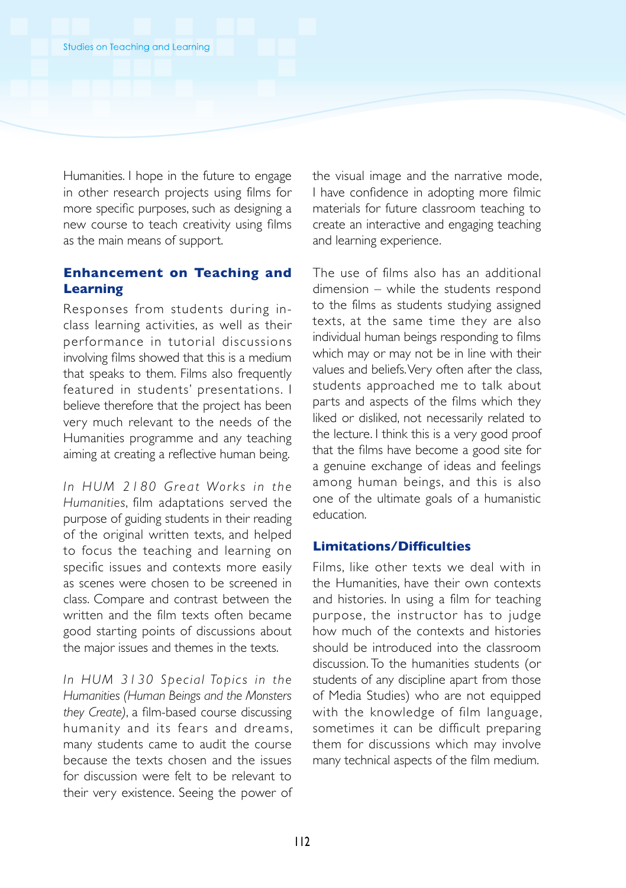Humanities. I hope in the future to engage in other research projects using films for more specific purposes, such as designing a new course to teach creativity using films as the main means of support.

### Enhancement on Teaching and Learning

Responses from students during in-class learning activities, as well as their performance in tutorial discussions involving films showed that this is a medium that speaks to them. Films also frequently featured in students' presentations. I believe therefore that the project has been very much relevant to the needs of the Humanities programme and any teaching aiming at creating a reflective human being.

*In HUM 2180 Great Works in the Humanities*, film adaptations served the purpose of guiding students in their reading of the original written texts, and helped to focus the teaching and learning on specific issues and contexts more easily as scenes were chosen to be screened in class. Compare and contrast between the written and the film texts often became good starting points of discussions about the major issues and themes in the texts.

*In HUM 3130 Special Topics in the Humanities (Human Beings and the Monsters they Create)*, a film-based course discussing humanity and its fears and dreams, many students came to audit the course because the texts chosen and the issues for discussion were felt to be relevant to their very existence. Seeing the power of the visual image and the narrative mode, I have confidence in adopting more filmic materials for future classroom teaching to create an interactive and engaging teaching and learning experience.

The use of films also has an additional dimension – while the students respond to the films as students studying assigned texts, at the same time they are also individual human beings responding to films which may or may not be in line with their values and beliefs. Very often after the class, students approached me to talk about parts and aspects of the films which they liked or disliked, not necessarily related to the lecture. I think this is a very good proof that the films have become a good site for a genuine exchange of ideas and feelings among human beings, and this is also one of the ultimate goals of a humanistic education.

### Limitations/Difficulties

Films, like other texts we deal with in the Humanities, have their own contexts and histories. In using a film for teaching purpose, the instructor has to judge how much of the contexts and histories should be introduced into the classroom discussion. To the humanities students (or students of any discipline apart from those of Media Studies) who are not equipped with the knowledge of film language, sometimes it can be difficult preparing them for discussions which may involve many technical aspects of the film medium.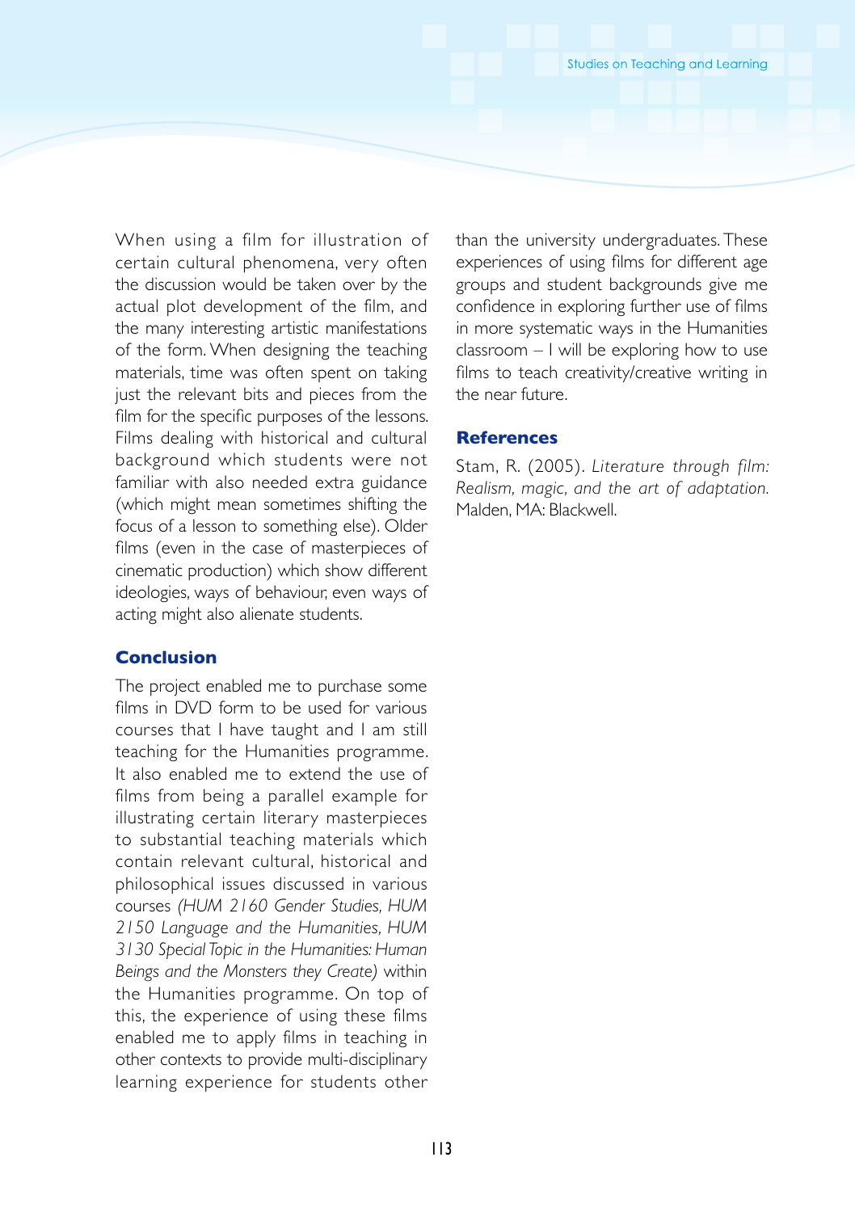When using a film for illustration of certain cultural phenomena, very often the discussion would be taken over by the actual plot development of the film, and the many interesting artistic manifestations of the form. When designing the teaching materials, time was often spent on taking just the relevant bits and pieces from the film for the specific purposes of the lessons. Films dealing with historical and cultural background which students were not familiar with also needed extra guidance (which might mean sometimes shifting the focus of a lesson to something else). Older films (even in the case of masterpieces of cinematic production) which show different ideologies, ways of behaviour, even ways of acting might also alienate students.

## Conclusion

The project enabled me to purchase some films in DVD form to be used for various courses that I have taught and I am still teaching for the Humanities programme. It also enabled me to extend the use of films from being a parallel example for illustrating certain literary masterpieces to substantial teaching materials which contain relevant cultural, historical and philosophical issues discussed in various courses *(HUM 2160 Gender Studies, HUM 2150 Language and the Humanities, HUM 3130 Special Topic in the Humanities: Human Beings and the Monsters they Create)* within the Humanities programme. On top of this, the experience of using these films enabled me to apply films in teaching in other contexts to provide multi-disciplinary learning experience for students other than the university undergraduates. These experiences of using films for different age groups and student backgrounds give me confidence in exploring further use of films in more systematic ways in the Humanities classroom – I will be exploring how to use films to teach creativity/creative writing in the near future.

## References

Stam, R. (2005). *Literature through film: Realism, magic, and the art of adaptation.* Malden, MA: Blackwell.